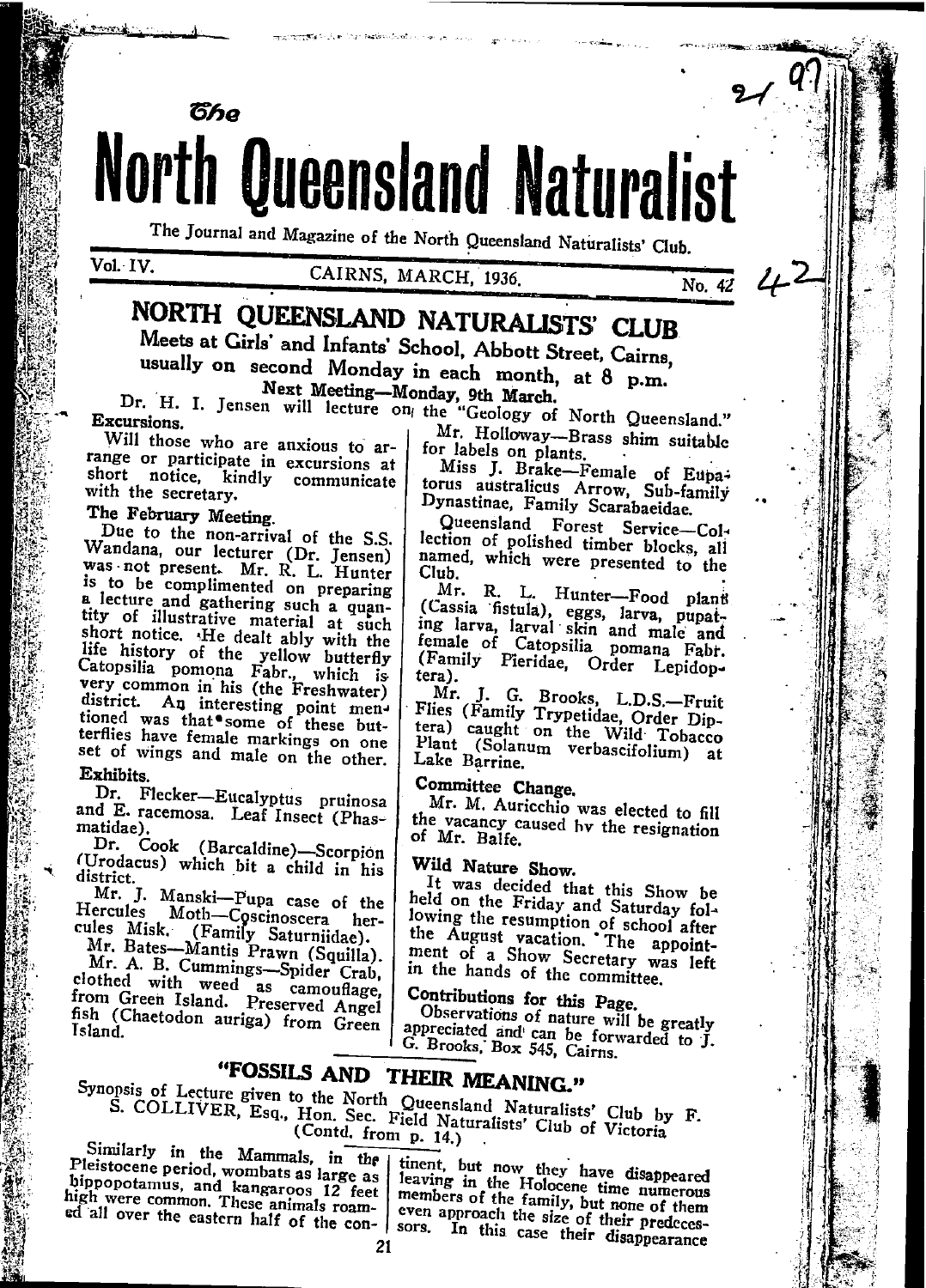# *The* North Queensland Naturalist

The Journal and Magazine of the North Queensland Naturalists' Club.

Vol. IV. CAIRNS, MARCH, 1936. No. 42

## NORTH QUEENSLAND NATURALISTS' CLUB

### Meets at Girls' and Infants' School, Abbott Street, Cairns, usually on second Monday in each month, at 8 p.m.

**Next Meeting—Monday, 9th March.**

Dr. H. I. Jensen will lecture on the "Geology of North Queensland."

### Excursions.

Will those who are anxious to arrange or participate in excursions at short notice, kindly communicate with the secretary.

### The February Meeting.

Due to the non-arrival of the S.S. Wandana, our lecturer (Dr. Jensen) was not present. Mr. R. L. Hunter is to be complimented on preparing a lecture and gathering such a quantity of illustrative material at such short notice. He dealt ably with the life history of the yellow butterfly Catopsilia pomona Fabr., which is very common in his (the Freshwater) district. An interesting point mentioned was that some of these butterflies have female markings on one set of wings and male on the other.

### Exhibits.

Dr. Flecker—Eucalyptus pruinosa and E. racemosa. Leaf Insect (Phasmatidae).

Dr. Cook (Barcaldine)—Scorpion (Urodacus) which bit a child in his district.

Mr. J. Manski—Pupa case of the Hercules Moth—Coscinoscera hercules Misk. (Family Saturniidae).

Mr. Bates—Mantis Prawn (Squilla).

Mr. A. B. Cummings—Spider Crab, clothed with weed as camouflage, from Green Island. Preserved Angel fish (Chaetodon auriga) from Green Island.

Mr. Holloway—Brass shim suitable for labels on plants.

Miss J. Brake—Female of Eupatorus australicus Arrow, Sub-family Dynastinae, Family Scarabaeidae.

Queensland Forest Service—Collection of polished timber blocks, all named, which were presented to the Club.

Mr. R. L. Hunter—Food plant (Cassia fistula), eggs, larva, pupating larva, larval skin and male and female of Catopsilia pomana Fabr. (Family Pieridae, Order Lepidoptera).

Mr. J. G. Brooks, L.D.S.—Fruit Flies (Family Trypetidae, Order Diptera) caught on the Wild Tobacco Plant (Solanum verbascifolium) at Lake Barrine.

### Committee Change.

Mr. M. Auricchio was elected to fill the vacancy caused by the resignation of Mr. Balfe.

### Wild Nature Show.

It was decided that this Show be held on the Friday and Saturday following the resumption of school after the August vacation. The appointment of a Show Secretary was left in the hands of the committee.

### Contributions for this Page.

Observations of nature will be greatly appreciated and can be forwarded to J. G. Brooks, Box 545, Cairns.

## "FOSSILS AND THEIR MEANING."

Synopsis of Lecture given to the North Queensland Naturalists' Club by F. S. COLLIVER, Esq., Hon. Sec. Field Naturalists' Club of Victoria
(Contd. from p. 14.)

Similarly in the Mammals, in the Pleistocene period, wombats as large as hippopotamus, and kangaroos 12 feet high were common. These animals roamed all over the eastern half of the continent, but now they have disappeared leaving in the Holocene time numerous members of the family, but none of them even approach the size of their predecessors. In this case their disappearance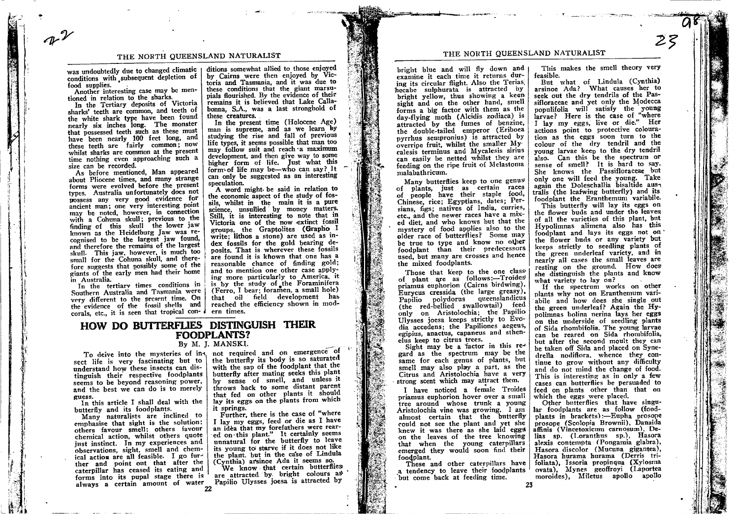was undoubtedly due to changed climatic conditions with subsequent depletion of food supplies.

Another interesting case may be mentioned in relation to the sharks.

In the Tertiary deposits of Victoria sharks' teeth are common, and teeth of the white shark type have been found nearly six inches long. The monster that possessed teeth such as these must have been nearly 100 feet long, and these teeth are fairly common; now whilst sharks are common at the present time nothing even approaching such a size can be recorded.

As before mentioned, Man appeared about Pliocene times, and many strange forms were evolved before the present types. Australia unfortunately does not possess any very good evidence for ancient man; one very interesting point may be noted, however, in connection with a Cohuna skull; previous to the finding of this skull the lower jaw known as the Heidelburg Jaw was recognised to be the largest jaw found, and therefore the remains of the largest skull. This jaw, however, is much too small for the Cohuna skull, and therefore suggests that possibly some of the giants of the early men had their home in Australia.

In the tertiary times conditions in Southern Australia and Tasmania were very different to the present time. On the evidence of the fossil shells and corals, etc., it is seen that tropical conditions somewhat allied to those enjoyed by Cairns were then enjoyed by Victoria and Tasmania, and it was due to these conditions that the giant marsupials flourished. By the evidence of their remains it is believed that Lake Callabonna, S.A., was a last stronghold of these creatures.

In the present time (Holocene Age) man is supreme, and as we learn by studying the rise and fall of previous life types, it seems possible that man too may follow suit and reach a maximum development, and then give way to some higher form of life. Just what this form of life may be—who can say? It can only be suggested as an interesting speculation.

A word might be said in relation to the economic aspect of the study of fossils, whilst in the main it is a pure science, unsullied by money matters. Still, it is interesting to note that in Victoria one of the now extinct fossil groups, the Graptolites (Grapho I write; lithos a stone) are used as index fossils for the gold bearing deposits. That is wherever these fossils are found it is known that one has a reasonable chance of finding gold; and to mention one other case applying more particularly to America, it is by the study of the Foraminifera (Ferro, I bear; foramen, a small hole) that oil field development has reached the efficiency shown in modern times.

# HOW DO BUTTERFLIES DISTINGUISH THEIR FOODPLANTS?

By M. J. MANSKI.

To deive into the mysteries of insect life is very fascinating but to understand how these insects can distinguish their respective foodplants seems to be beyond reasoning power, and the best we can do is to merely guess.

In this article I shall deal with the butterfly and its foodplants.

Many naturalists are inclined to emphasise that sight is the solution; others favour smell; others favour chemical action, whilst others quote just instinct. In my experiences and observations, sight, smell and chemical action are all feasible. I go further and point out that after the caterpillar has ceased its eating and forms into its pupal stage there is always a certain amount of water not required and on emergence of the butterfly its body is so saturated with the sap of the foodplant that the butterfly after mating seeks this plant by sense of smell, and unless it throws back to some distant parent that fed on other plants it should lay its eggs on the plants from which it springs.

Further, there is the case of "where I lay my eggs, feed or die as I have an idea that my forefathers were reared on this plant." It certainly seems unnatural for the butterfly to leave its young to starve if it does not like the plant, but in the case of Lindula (Cynthia) arsinoe Ada it seems so.

We know that certain butterflies are attracted by bright colours as Papilio Ulysses joesa is attracted by bright blue and will fly down and examine it each time it returns during its circular flight. Also the Terias hecabe sulphurata is attracted by bright yellow, thus showing a keen sight and on the other hand, smell forms a big factor with them as the day-flying moth (Alcidis zodiaca) is attracted by the fumes of benzine, the double-tailed emperor (Eriboea pyrrhus sempronius) is attracted by overripe fruit, whilst the smaller Mycalesis terminus and Mycalesis sirius can easily be netted whilst they are feeding on the ripe fruit of Melastoma malabathricum.

Many butterflies keep to one genus of plants, just as certain races of people have their staple food, Chinese, rice; Egyptians, dates; Persians, figs; natives of India, curries, etc., and the newer races have a mixed diet, and who knows but that the mystery of food applies also to the older race of butterflies? Some may be true to type and know no other foodplant than their predecessors used, but many are crosses and hence the mixed foodplants.

Those that keep to the one class of plant are as follows:—Troides priamus euphorion (Cairns birdwing), Eurycus cressida (the large greasy), Papilio polydorus queenslandicus (the red-bellied swallowtail) feed only on Aristolochia; the Papilio Ulysses joesa keeps strictly to Evodia accedens; the Papiliones aegeus, egipius, anactus, capaneus and sthenelus keep to citrus trees.

Sight may be a factor in this regard as the spectrum may be the same for each genus of plants, but smell may also play a part, as the Citrus and Aristolochia have a very strong scent which may attract them.

I have noticed a female Troides priamus euphorion hover over a small tree around whose trunk a young Aristolochia vine was growing. I am almost certain that the butterfly could not see the plant and yet she knew it was there as she laid eggs on the leaves of the tree knowing that when the young caterpillars emerged they would soon find their foodplant.

These and other caterpillars have a tendency to leave their foodplants but come back at feeding time.

This makes the smell theory very feasible.

But what of Lindula (Cynthia) arsinoe Ada? What causes her to seek out the dry tendrils of the Passifloraceae and yet only the Modecca populifolia will satisfy the young larvae? Here is the case of "where I lay my eggs, live or die." Her actions point to protective colouration as the eggs soon turn to the colour of the dry tendril and the young larvae keep to the dry tendril also. Can this be the spectrum or sense of smell? It is hard to say. She knows the Passifloraceae but only one will feed the young. Take again the Doleschallia bisaltide australis (the leafwing butterfly) and its foodplant the Eranthemum variabile.

This butterfly will lay its eggs on the flower buds and under the leaves of all the varieties of this plant, but Hypolimnas alimena also has this foodplant and lays its eggs not on the flower buds or any variety but keeps strictly to seedling plants of the green underleaf variety, and in nearly all cases the small leaves are resting on the ground. How does she distinguish the plants and know what variety to lay on?

If the spectrum works on other plants why not on Eranthemum variabile and how does she single out the green underleaf? Again the Hypolimnas bolina nerina lays her eggs on the underside of seedling plants of Sida rhombifolia. The young larvae can be reared on Sida rhombifolia, but after the second moult they can be taken off Sida and placed on Synedrella nodiflora, whence they continue to grow without any difficulty and do not mind the change of food. This is interesting as in only a few cases can butterflies be persuaded to feed on plants other than that on which the eggs were placed.

Other butterflies that have singular foodplants are as follow (foodplants in brackets):—Eupha prosope prosope (Scolopia Brownii), Danaida affinis (Vincetoxicum carnosum), Delias sp. (Loranthus sp.), Hasora alexis contempta (Pongamia glabra), Hasora discolor (Mucuna gigantea), Hasora hurama hurama (Derris trifoliata), Issoria propinqua (Xylosma ovata), Mynes geoffroyi (Laportea moroides), Miletus apollo apollo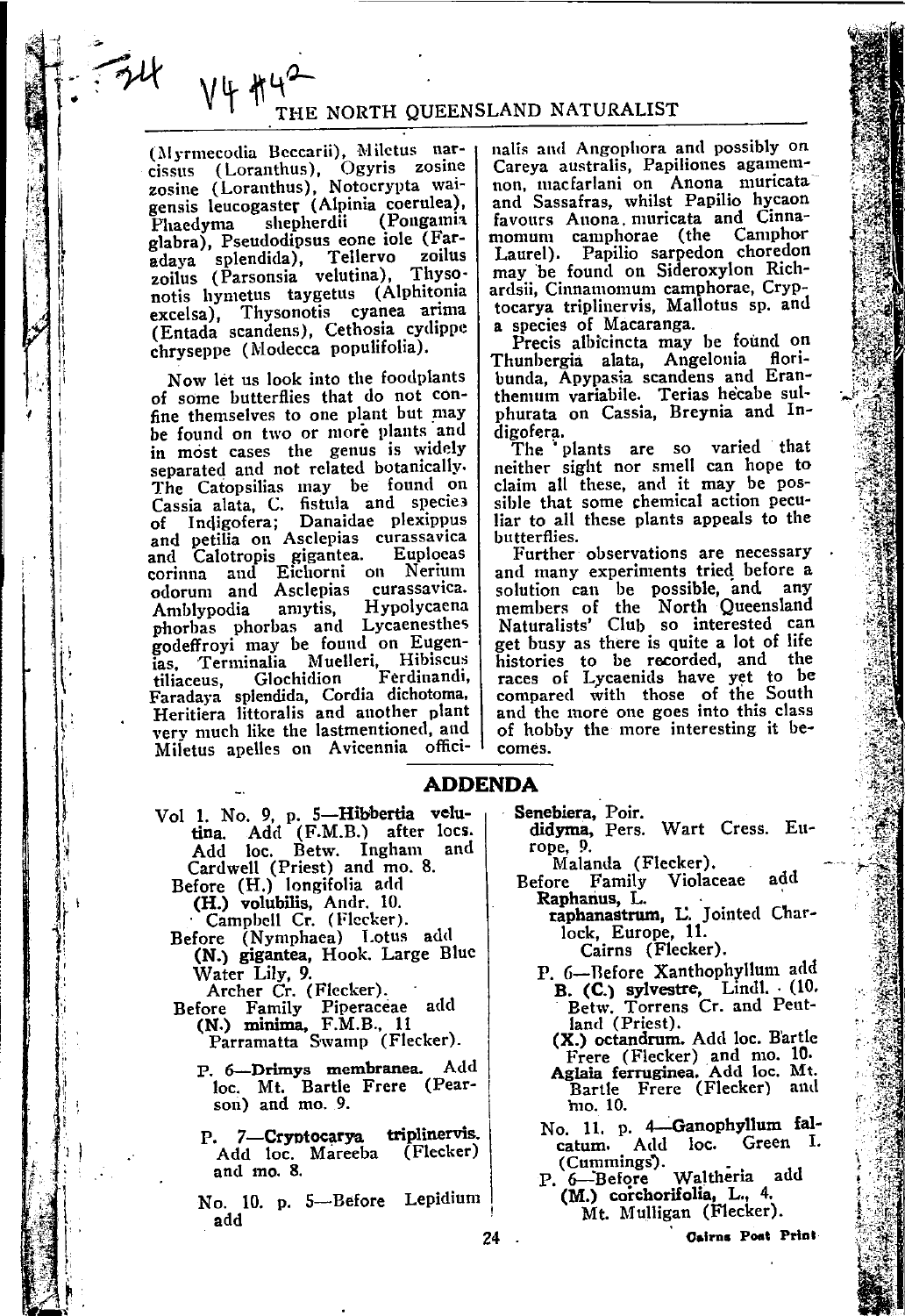(Myrmecodia Beccarii), Miletus narcissus (Loranthus), Ogyris zosine zosine (Loranthus), Notocrypta waigensis leucogaster (Alpinia coerulea), Phaedyma shepherdii (Pongamia glabra), Pseudodipsus eone iole (Faradaya splendida), Tellervo zoilus zoilus (Parsonsia velutina), Thysonotis hymetus taygetus (Alphitonia excelsa), Thysonotis cyanea arima (Entada scandens), Cethosia cydippe chryseppe (Modecca populifolia).

Now let us look into the foodplants of some butterflies that do not confine themselves to one plant but may be found on two or more plants and in most cases the genus is widely separated and not related botanically. The Catopsilias may be found on Cassia alata, C. fistula and species of Indigofera; Danaidae plexippus and petilia on Asclepias curassavica and Calotropis gigantea. Eupleas corinna and Eichorni on Nerium odorum and Asclepias curassavica. Amblypodia amytis, Hypolycaena phorbas phorbas and Lycaenesthes godeffroyi may be found on Eugenias, Terminalia Muelleri, Hibiscus tiliaceus, Glochidion Ferdinandi, Faradaya splendida, Cordia dichotoma, Heritiera littoralis and another plant very much like the lastmentioned, and Miletus apelles on Avicennia officinalis and Angophora and possibly on Careya australis, Papiliones agamemnon, macfarlani on Anona muricata and Sassafras, whilst Papilio hycaon favours Anona muricata and Cinnamomum camphorae (the Camphor Laurel). Papilio sarpedon choredon may be found on Sideroxylon Richardsii, Cinnamomum camphorae, Cryptocarya triplinervis, Mallotus sp. and a species of Macaranga.

Precis albicincta may be found on Thunbergia alata, Angelonia floribunda, Apypasia scandens and Eranthemum variabile. Terias hecabe sulphurata on Cassia, Breynia and Indigofera.

The plants are so varied that neither sight nor smell can hope to claim all these, and it may be possible that some chemical action peculiar to all these plants appeals to the butterflies.

Further observations are necessary and many experiments tried before a solution can be possible, and any members of the North Queensland Naturalists' Club so interested can get busy as there is quite a lot of life histories to be recorded, and the races of Lycaenids have yet to be compared with those of the South and the more one goes into this class of hobby the more interesting it becomes.

## ADDENDA

Vol 1. No. 9, p. 5—**Hibbertia velutina.** Add (F.M.B.) after locs. Add loc. Betw. Ingham and Cardwell (Priest) and mo. 8.

Before (H.) longifolia add
**(H.) volubilis,** Andr. 10.
Campbell Cr. (Flecker).

Before (Nymphaea) Lotus add
**(N.) gigantea,** Hook. Large Blue Water Lily, 9.
Archer Cr. (Flecker).

Before Family Piperaceae add
**(N.) minima,** F.M.B., 11
Parramatta Swamp (Flecker).

P. 6—**Drimys membranea.** Add loc. Mt. Bartle Frere (Pearson) and mo. 9.

P. 7—**Cryptocarya triplinervis.** Add loc. Mareeba (Flecker) and mo. 8.

No. 10. p. 5—Before Lepidium add
**Senebiera,** Poir.
**didyma,** Pers. Wart Cress. Europe, 9.
Malanda (Flecker).

Before Family Violaceae add
**Raphanus,** L.
**raphanastrum,** L. Jointed Charlock, Europe, 11.
Cairns (Flecker).

P. 6—Before Xanthophyllum add
**B. (C.) sylvestre,** Lindl. (10. Betw. Torrens Cr. and Pentland (Priest).
**(X.) octandrum.** Add loc. Bartle Frere (Flecker) and mo. 10.
**Aglaia ferruginea.** Add loc. Mt. Bartle Frere (Flecker) and mo. 10.

No. 11. p. 4—**Ganophyllum falcatum.** Add loc. Green I. (Cummings).

P. 6—Before Waltheria add
**(M.) corchorifolia,** L., 4.
Mt. Mulligan (Flecker).

Cairns Post Print